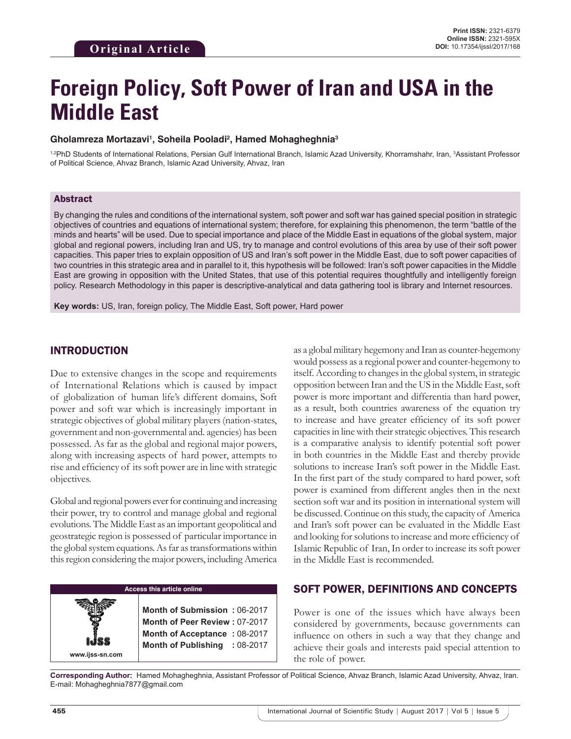Original Article

Print ISSN: 2321-6379
Online ISSN: 2321-595X
DOI: 10.17354/ijssI/2017/168

# Foreign Policy, Soft Power of Iran and USA in the Middle East

**Gholamreza Mortazavi[1], Soheila Pooladi[2], Hamed Mohagheghnia[3]**

[1,2]PhD Students of International Relations, Persian Gulf International Branch, Islamic Azad University, Khorramshahr, Iran, [3]Assistant Professor of Political Science, Ahvaz Branch, Islamic Azad University, Ahvaz, Iran

## Abstract

By changing the rules and conditions of the international system, soft power and soft war has gained special position in strategic objectives of countries and equations of international system; therefore, for explaining this phenomenon, the term "battle of the minds and hearts" will be used. Due to special importance and place of the Middle East in equations of the global system, major global and regional powers, including Iran and US, try to manage and control evolutions of this area by use of their soft power capacities. This paper tries to explain opposition of US and Iran's soft power in the Middle East, due to soft power capacities of two countries in this strategic area and in parallel to it, this hypothesis will be followed: Iran's soft power capacities in the Middle East are growing in opposition with the United States, that use of this potential requires thoughtfully and intelligently foreign policy. Research Methodology in this paper is descriptive-analytical and data gathering tool is library and Internet resources.

**Key words:** US, Iran, foreign policy, The Middle East, Soft power, Hard power

## INTRODUCTION

Due to extensive changes in the scope and requirements of International Relations which is caused by impact of globalization of human life's different domains, Soft power and soft war which is increasingly important in strategic objectives of global military players (nation-states, government and non-governmental and. agencies) has been possessed. As far as the global and regional major powers, along with increasing aspects of hard power, attempts to rise and efficiency of its soft power are in line with strategic objectives.

Global and regional powers ever for continuing and increasing their power, try to control and manage global and regional evolutions. The Middle East as an important geopolitical and geostrategic region is possessed of particular importance in the global system equations. As far as transformations within this region considering the major powers, including America as a global military hegemony and Iran as counter-hegemony would possess as a regional power and counter-hegemony to itself. According to changes in the global system, in strategic opposition between Iran and the US in the Middle East, soft power is more important and differentia than hard power, as a result, both countries awareness of the equation try to increase and have greater efficiency of its soft power capacities in line with their strategic objectives. This research is a comparative analysis to identify potential soft power in both countries in the Middle East and thereby provide solutions to increase Iran's soft power in the Middle East. In the first part of the study compared to hard power, soft power is examined from different angles then in the next section soft war and its position in international system will be discussed. Continue on this study, the capacity of America and Iran's soft power can be evaluated in the Middle East and looking for solutions to increase and more efficiency of Islamic Republic of Iran, In order to increase its soft power in the Middle East is recommended.

| Access this article online | |
|---|---|
| www.ijss-sn.com | **Month of Submission :** 06-2017 |
| | **Month of Peer Review :** 07-2017 |
| | **Month of Acceptance :** 08-2017 |
| | **Month of Publishing :** 08-2017 |

## SOFT POWER, DEFINITIONS AND CONCEPTS

Power is one of the issues which have always been considered by governments, because governments can influence on others in such a way that they change and achieve their goals and interests paid special attention to the role of power.

**Corresponding Author:** Hamed Mohagheghnia, Assistant Professor of Political Science, Ahvaz Branch, Islamic Azad University, Ahvaz, Iran. E-mail: Mohagheghnia7877@gmail.com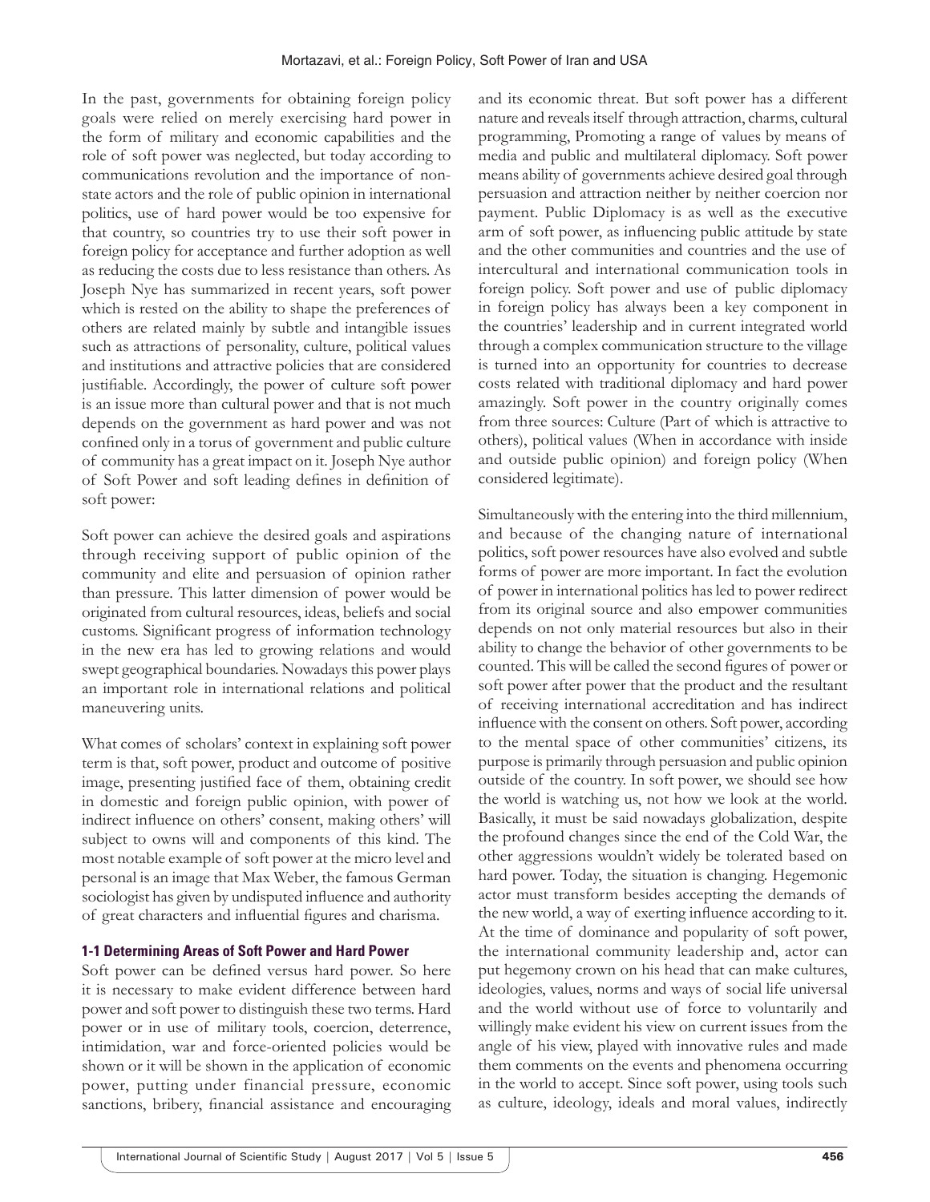In the past, governments for obtaining foreign policy goals were relied on merely exercising hard power in the form of military and economic capabilities and the role of soft power was neglected, but today according to communications revolution and the importance of non-state actors and the role of public opinion in international politics, use of hard power would be too expensive for that country, so countries try to use their soft power in foreign policy for acceptance and further adoption as well as reducing the costs due to less resistance than others. As Joseph Nye has summarized in recent years, soft power which is rested on the ability to shape the preferences of others are related mainly by subtle and intangible issues such as attractions of personality, culture, political values and institutions and attractive policies that are considered justifiable. Accordingly, the power of culture soft power is an issue more than cultural power and that is not much depends on the government as hard power and was not confined only in a torus of government and public culture of community has a great impact on it. Joseph Nye author of Soft Power and soft leading defines in definition of soft power:

Soft power can achieve the desired goals and aspirations through receiving support of public opinion of the community and elite and persuasion of opinion rather than pressure. This latter dimension of power would be originated from cultural resources, ideas, beliefs and social customs. Significant progress of information technology in the new era has led to growing relations and would swept geographical boundaries. Nowadays this power plays an important role in international relations and political maneuvering units.

What comes of scholars' context in explaining soft power term is that, soft power, product and outcome of positive image, presenting justified face of them, obtaining credit in domestic and foreign public opinion, with power of indirect influence on others' consent, making others' will subject to owns will and components of this kind. The most notable example of soft power at the micro level and personal is an image that Max Weber, the famous German sociologist has given by undisputed influence and authority of great characters and influential figures and charisma.

### 1-1 Determining Areas of Soft Power and Hard Power

Soft power can be defined versus hard power. So here it is necessary to make evident difference between hard power and soft power to distinguish these two terms. Hard power or in use of military tools, coercion, deterrence, intimidation, war and force-oriented policies would be shown or it will be shown in the application of economic power, putting under financial pressure, economic sanctions, bribery, financial assistance and encouraging and its economic threat. But soft power has a different nature and reveals itself through attraction, charms, cultural programming, Promoting a range of values by means of media and public and multilateral diplomacy. Soft power means ability of governments achieve desired goal through persuasion and attraction neither by neither coercion nor payment. Public Diplomacy is as well as the executive arm of soft power, as influencing public attitude by state and the other communities and countries and the use of intercultural and international communication tools in foreign policy. Soft power and use of public diplomacy in foreign policy has always been a key component in the countries' leadership and in current integrated world through a complex communication structure to the village is turned into an opportunity for countries to decrease costs related with traditional diplomacy and hard power amazingly. Soft power in the country originally comes from three sources: Culture (Part of which is attractive to others), political values (When in accordance with inside and outside public opinion) and foreign policy (When considered legitimate).

Simultaneously with the entering into the third millennium, and because of the changing nature of international politics, soft power resources have also evolved and subtle forms of power are more important. In fact the evolution of power in international politics has led to power redirect from its original source and also empower communities depends on not only material resources but also in their ability to change the behavior of other governments to be counted. This will be called the second figures of power or soft power after power that the product and the resultant of receiving international accreditation and has indirect influence with the consent on others. Soft power, according to the mental space of other communities' citizens, its purpose is primarily through persuasion and public opinion outside of the country. In soft power, we should see how the world is watching us, not how we look at the world. Basically, it must be said nowadays globalization, despite the profound changes since the end of the Cold War, the other aggressions wouldn't widely be tolerated based on hard power. Today, the situation is changing. Hegemonic actor must transform besides accepting the demands of the new world, a way of exerting influence according to it. At the time of dominance and popularity of soft power, the international community leadership and, actor can put hegemony crown on his head that can make cultures, ideologies, values, norms and ways of social life universal and the world without use of force to voluntarily and willingly make evident his view on current issues from the angle of his view, played with innovative rules and made them comments on the events and phenomena occurring in the world to accept. Since soft power, using tools such as culture, ideology, ideals and moral values, indirectly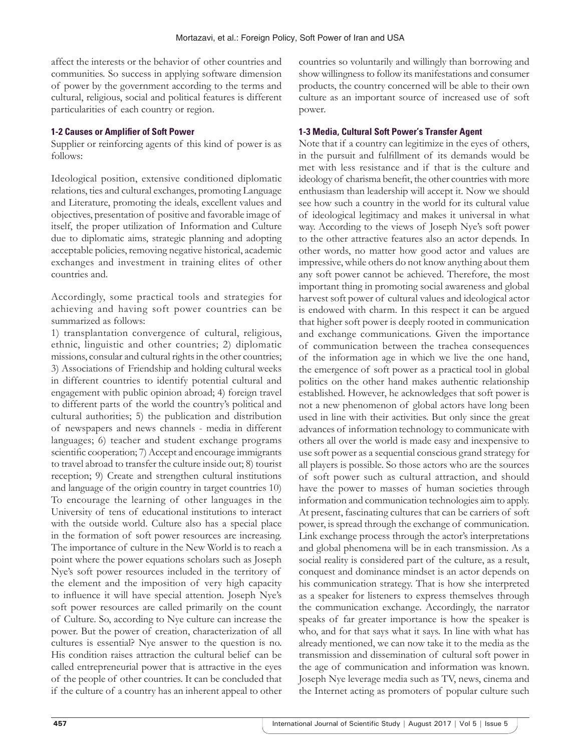affect the interests or the behavior of other countries and communities. So success in applying software dimension of power by the government according to the terms and cultural, religious, social and political features is different particularities of each country or region.

### 1-2 Causes or Amplifier of Soft Power

Supplier or reinforcing agents of this kind of power is as follows:

Ideological position, extensive conditioned diplomatic relations, ties and cultural exchanges, promoting Language and Literature, promoting the ideals, excellent values and objectives, presentation of positive and favorable image of itself, the proper utilization of Information and Culture due to diplomatic aims, strategic planning and adopting acceptable policies, removing negative historical, academic exchanges and investment in training elites of other countries and.

Accordingly, some practical tools and strategies for achieving and having soft power countries can be summarized as follows:

1) transplantation convergence of cultural, religious, ethnic, linguistic and other countries; 2) diplomatic missions, consular and cultural rights in the other countries; 3) Associations of Friendship and holding cultural weeks in different countries to identify potential cultural and engagement with public opinion abroad; 4) foreign travel to different parts of the world the country's political and cultural authorities; 5) the publication and distribution of newspapers and news channels - media in different languages; 6) teacher and student exchange programs scientific cooperation; 7) Accept and encourage immigrants to travel abroad to transfer the culture inside out; 8) tourist reception; 9) Create and strengthen cultural institutions and language of the origin country in target countries 10) To encourage the learning of other languages in the University of tens of educational institutions to interact with the outside world. Culture also has a special place in the formation of soft power resources are increasing. The importance of culture in the New World is to reach a point where the power equations scholars such as Joseph Nye's soft power resources included in the territory of the element and the imposition of very high capacity to influence it will have special attention. Joseph Nye's soft power resources are called primarily on the count of Culture. So, according to Nye culture can increase the power. But the power of creation, characterization of all cultures is essential? Nye answer to the question is no. His condition raises attraction the cultural belief can be called entrepreneurial power that is attractive in the eyes of the people of other countries. It can be concluded that if the culture of a country has an inherent appeal to other countries so voluntarily and willingly than borrowing and show willingness to follow its manifestations and consumer products, the country concerned will be able to their own culture as an important source of increased use of soft power.

### 1-3 Media, Cultural Soft Power's Transfer Agent

Note that if a country can legitimize in the eyes of others, in the pursuit and fulfillment of its demands would be met with less resistance and if that is the culture and ideology of charisma benefit, the other countries with more enthusiasm than leadership will accept it. Now we should see how such a country in the world for its cultural value of ideological legitimacy and makes it universal in what way. According to the views of Joseph Nye's soft power to the other attractive features also an actor depends. In other words, no matter how good actor and values are impressive, while others do not know anything about them any soft power cannot be achieved. Therefore, the most important thing in promoting social awareness and global harvest soft power of cultural values and ideological actor is endowed with charm. In this respect it can be argued that higher soft power is deeply rooted in communication and exchange communications. Given the importance of communication between the trachea consequences of the information age in which we live the one hand, the emergence of soft power as a practical tool in global politics on the other hand makes authentic relationship established. However, he acknowledges that soft power is not a new phenomenon of global actors have long been used in line with their activities. But only since the great advances of information technology to communicate with others all over the world is made easy and inexpensive to use soft power as a sequential conscious grand strategy for all players is possible. So those actors who are the sources of soft power such as cultural attraction, and should have the power to masses of human societies through information and communication technologies aim to apply. At present, fascinating cultures that can be carriers of soft power, is spread through the exchange of communication. Link exchange process through the actor's interpretations and global phenomena will be in each transmission. As a social reality is considered part of the culture, as a result, conquest and dominance mindset is an actor depends on his communication strategy. That is how she interpreted as a speaker for listeners to express themselves through the communication exchange. Accordingly, the narrator speaks of far greater importance is how the speaker is who, and for that says what it says. In line with what has already mentioned, we can now take it to the media as the transmission and dissemination of cultural soft power in the age of communication and information was known. Joseph Nye leverage media such as TV, news, cinema and the Internet acting as promoters of popular culture such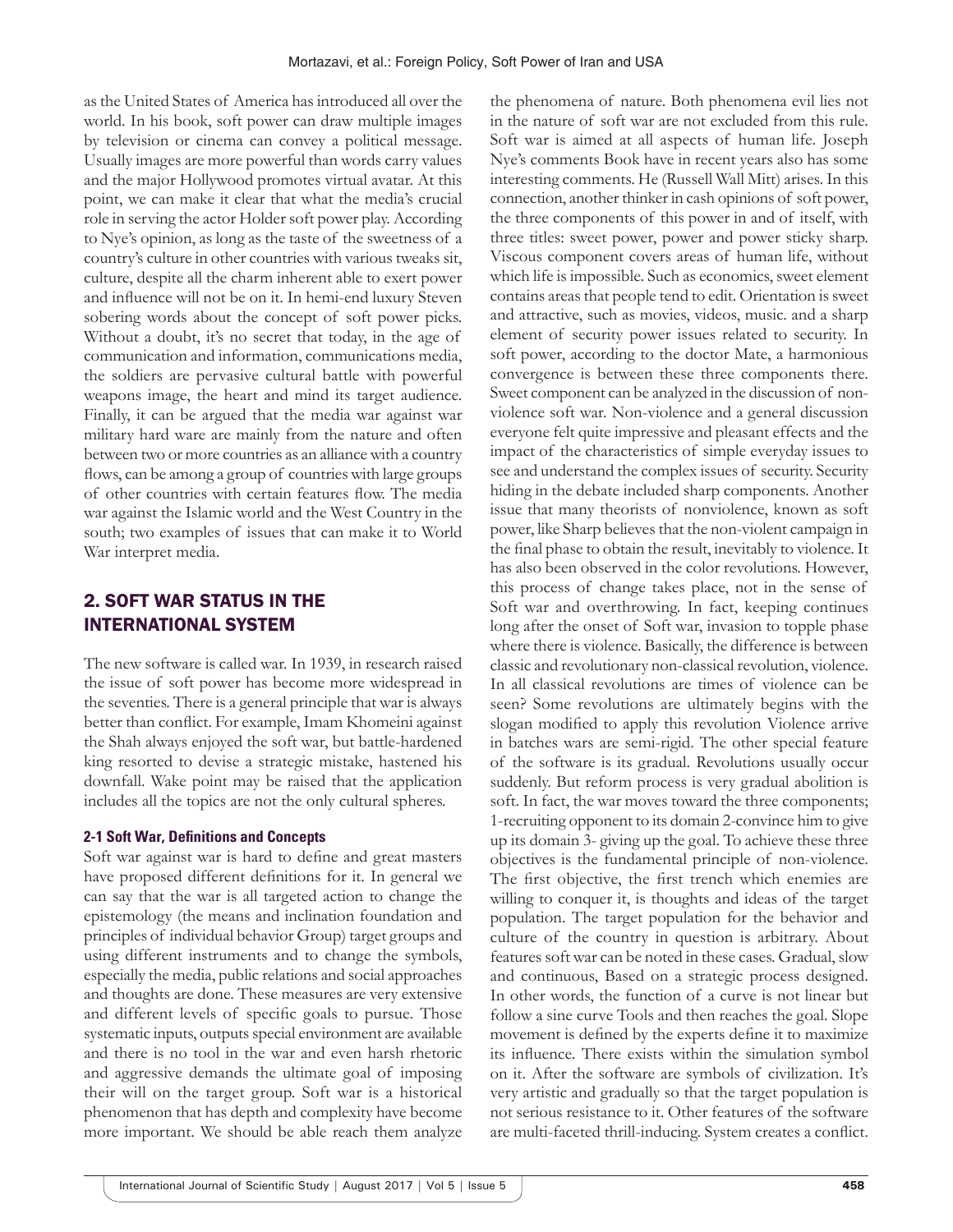as the United States of America has introduced all over the world. In his book, soft power can draw multiple images by television or cinema can convey a political message. Usually images are more powerful than words carry values and the major Hollywood promotes virtual avatar. At this point, we can make it clear that what the media's crucial role in serving the actor Holder soft power play. According to Nye's opinion, as long as the taste of the sweetness of a country's culture in other countries with various tweaks sit, culture, despite all the charm inherent able to exert power and influence will not be on it. In hemi-end luxury Steven sobering words about the concept of soft power picks. Without a doubt, it's no secret that today, in the age of communication and information, communications media, the soldiers are pervasive cultural battle with powerful weapons image, the heart and mind its target audience. Finally, it can be argued that the media war against war military hard ware are mainly from the nature and often between two or more countries as an alliance with a country flows, can be among a group of countries with large groups of other countries with certain features flow. The media war against the Islamic world and the West Country in the south; two examples of issues that can make it to World War interpret media.

## 2. SOFT WAR STATUS IN THE INTERNATIONAL SYSTEM

The new software is called war. In 1939, in research raised the issue of soft power has become more widespread in the seventies. There is a general principle that war is always better than conflict. For example, Imam Khomeini against the Shah always enjoyed the soft war, but battle-hardened king resorted to devise a strategic mistake, hastened his downfall. Wake point may be raised that the application includes all the topics are not the only cultural spheres.

### 2-1 Soft War, Definitions and Concepts

Soft war against war is hard to define and great masters have proposed different definitions for it. In general we can say that the war is all targeted action to change the epistemology (the means and inclination foundation and principles of individual behavior Group) target groups and using different instruments and to change the symbols, especially the media, public relations and social approaches and thoughts are done. These measures are very extensive and different levels of specific goals to pursue. Those systematic inputs, outputs special environment are available and there is no tool in the war and even harsh rhetoric and aggressive demands the ultimate goal of imposing their will on the target group. Soft war is a historical phenomenon that has depth and complexity have become more important. We should be able reach them analyze the phenomena of nature. Both phenomena evil lies not in the nature of soft war are not excluded from this rule. Soft war is aimed at all aspects of human life. Joseph Nye's comments Book have in recent years also has some interesting comments. He (Russell Wall Mitt) arises. In this connection, another thinker in cash opinions of soft power, the three components of this power in and of itself, with three titles: sweet power, power and power sticky sharp. Viscous component covers areas of human life, without which life is impossible. Such as economics, sweet element contains areas that people tend to edit. Orientation is sweet and attractive, such as movies, videos, music. and a sharp element of security power issues related to security. In soft power, according to the doctor Mate, a harmonious convergence is between these three components there. Sweet component can be analyzed in the discussion of non-violence soft war. Non-violence and a general discussion everyone felt quite impressive and pleasant effects and the impact of the characteristics of simple everyday issues to see and understand the complex issues of security. Security hiding in the debate included sharp components. Another issue that many theorists of nonviolence, known as soft power, like Sharp believes that the non-violent campaign in the final phase to obtain the result, inevitably to violence. It has also been observed in the color revolutions. However, this process of change takes place, not in the sense of Soft war and overthrowing. In fact, keeping continues long after the onset of Soft war, invasion to topple phase where there is violence. Basically, the difference is between classic and revolutionary non-classical revolution, violence. In all classical revolutions are times of violence can be seen? Some revolutions are ultimately begins with the slogan modified to apply this revolution Violence arrive in batches wars are semi-rigid. The other special feature of the software is its gradual. Revolutions usually occur suddenly. But reform process is very gradual abolition is soft. In fact, the war moves toward the three components; 1-recruiting opponent to its domain 2-convince him to give up its domain 3- giving up the goal. To achieve these three objectives is the fundamental principle of non-violence. The first objective, the first trench which enemies are willing to conquer it, is thoughts and ideas of the target population. The target population for the behavior and culture of the country in question is arbitrary. About features soft war can be noted in these cases. Gradual, slow and continuous, Based on a strategic process designed. In other words, the function of a curve is not linear but follow a sine curve Tools and then reaches the goal. Slope movement is defined by the experts define it to maximize its influence. There exists within the simulation symbol on it. After the software are symbols of civilization. It's very artistic and gradually so that the target population is not serious resistance to it. Other features of the software are multi-faceted thrill-inducing. System creates a conflict.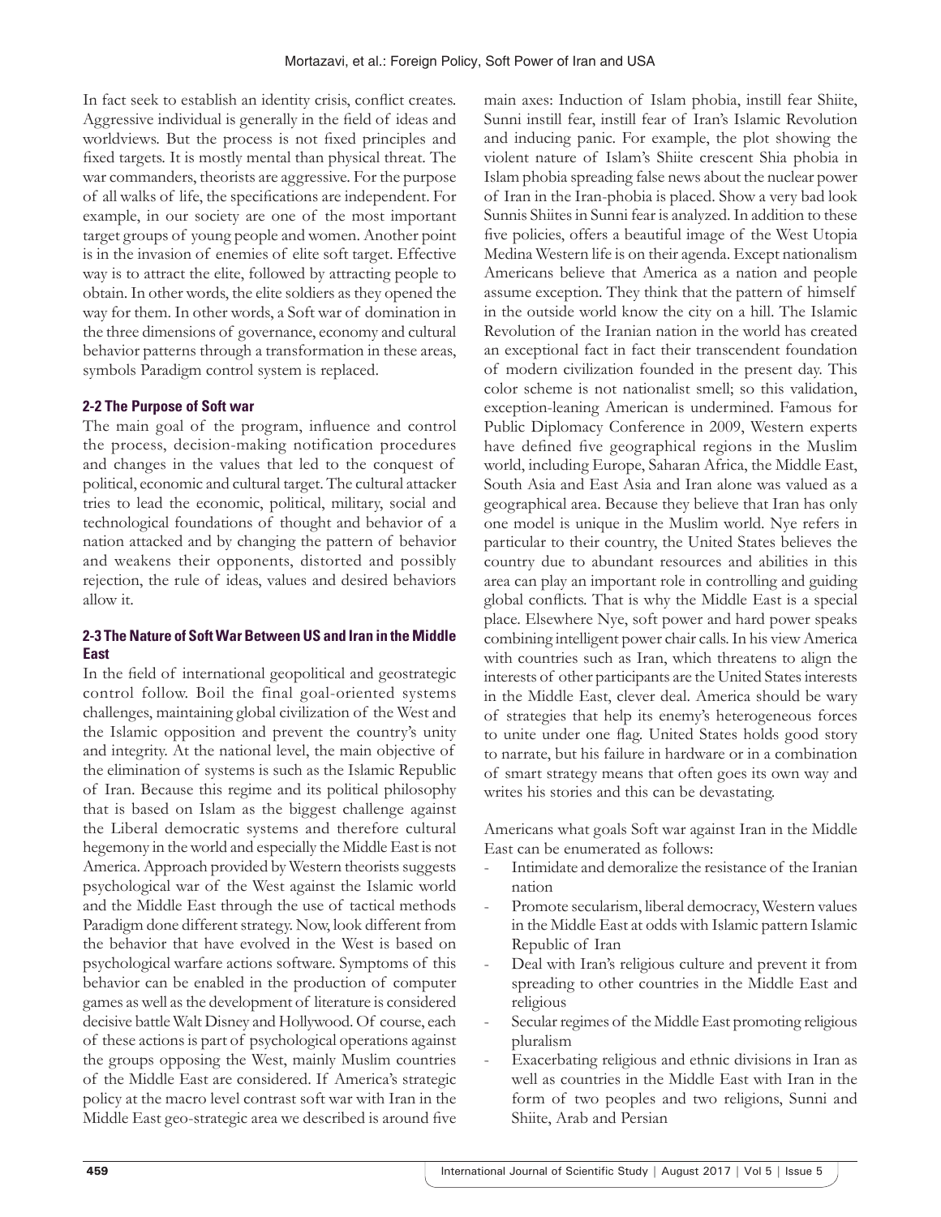In fact seek to establish an identity crisis, conflict creates. Aggressive individual is generally in the field of ideas and worldviews. But the process is not fixed principles and fixed targets. It is mostly mental than physical threat. The war commanders, theorists are aggressive. For the purpose of all walks of life, the specifications are independent. For example, in our society are one of the most important target groups of young people and women. Another point is in the invasion of enemies of elite soft target. Effective way is to attract the elite, followed by attracting people to obtain. In other words, the elite soldiers as they opened the way for them. In other words, a Soft war of domination in the three dimensions of governance, economy and cultural behavior patterns through a transformation in these areas, symbols Paradigm control system is replaced.

### 2-2 The Purpose of Soft war

The main goal of the program, influence and control the process, decision-making notification procedures and changes in the values that led to the conquest of political, economic and cultural target. The cultural attacker tries to lead the economic, political, military, social and technological foundations of thought and behavior of a nation attacked and by changing the pattern of behavior and weakens their opponents, distorted and possibly rejection, the rule of ideas, values and desired behaviors allow it.

### 2-3 The Nature of Soft War Between US and Iran in the Middle East

In the field of international geopolitical and geostrategic control follow. Boil the final goal-oriented systems challenges, maintaining global civilization of the West and the Islamic opposition and prevent the country's unity and integrity. At the national level, the main objective of the elimination of systems is such as the Islamic Republic of Iran. Because this regime and its political philosophy that is based on Islam as the biggest challenge against the Liberal democratic systems and therefore cultural hegemony in the world and especially the Middle East is not America. Approach provided by Western theorists suggests psychological war of the West against the Islamic world and the Middle East through the use of tactical methods Paradigm done different strategy. Now, look different from the behavior that have evolved in the West is based on psychological warfare actions software. Symptoms of this behavior can be enabled in the production of computer games as well as the development of literature is considered decisive battle Walt Disney and Hollywood. Of course, each of these actions is part of psychological operations against the groups opposing the West, mainly Muslim countries of the Middle East are considered. If America's strategic policy at the macro level contrast soft war with Iran in the Middle East geo-strategic area we described is around five main axes: Induction of Islam phobia, instill fear Shiite, Sunni instill fear, instill fear of Iran's Islamic Revolution and inducing panic. For example, the plot showing the violent nature of Islam's Shiite crescent Shia phobia in Islam phobia spreading false news about the nuclear power of Iran in the Iran-phobia is placed. Show a very bad look Sunnis Shiites in Sunni fear is analyzed. In addition to these five policies, offers a beautiful image of the West Utopia Medina Western life is on their agenda. Except nationalism Americans believe that America as a nation and people assume exception. They think that the pattern of himself in the outside world know the city on a hill. The Islamic Revolution of the Iranian nation in the world has created an exceptional fact in fact their transcendent foundation of modern civilization founded in the present day. This color scheme is not nationalist smell; so this validation, exception-leaning American is undermined. Famous for Public Diplomacy Conference in 2009, Western experts have defined five geographical regions in the Muslim world, including Europe, Saharan Africa, the Middle East, South Asia and East Asia and Iran alone was valued as a geographical area. Because they believe that Iran has only one model is unique in the Muslim world. Nye refers in particular to their country, the United States believes the country due to abundant resources and abilities in this area can play an important role in controlling and guiding global conflicts. That is why the Middle East is a special place. Elsewhere Nye, soft power and hard power speaks combining intelligent power chair calls. In his view America with countries such as Iran, which threatens to align the interests of other participants are the United States interests in the Middle East, clever deal. America should be wary of strategies that help its enemy's heterogeneous forces to unite under one flag. United States holds good story to narrate, but his failure in hardware or in a combination of smart strategy means that often goes its own way and writes his stories and this can be devastating.

Americans what goals Soft war against Iran in the Middle East can be enumerated as follows:

- Intimidate and demoralize the resistance of the Iranian nation
- Promote secularism, liberal democracy, Western values in the Middle East at odds with Islamic pattern Islamic Republic of Iran
- Deal with Iran's religious culture and prevent it from spreading to other countries in the Middle East and religious
- Secular regimes of the Middle East promoting religious pluralism
- Exacerbating religious and ethnic divisions in Iran as well as countries in the Middle East with Iran in the form of two peoples and two religions, Sunni and Shiite, Arab and Persian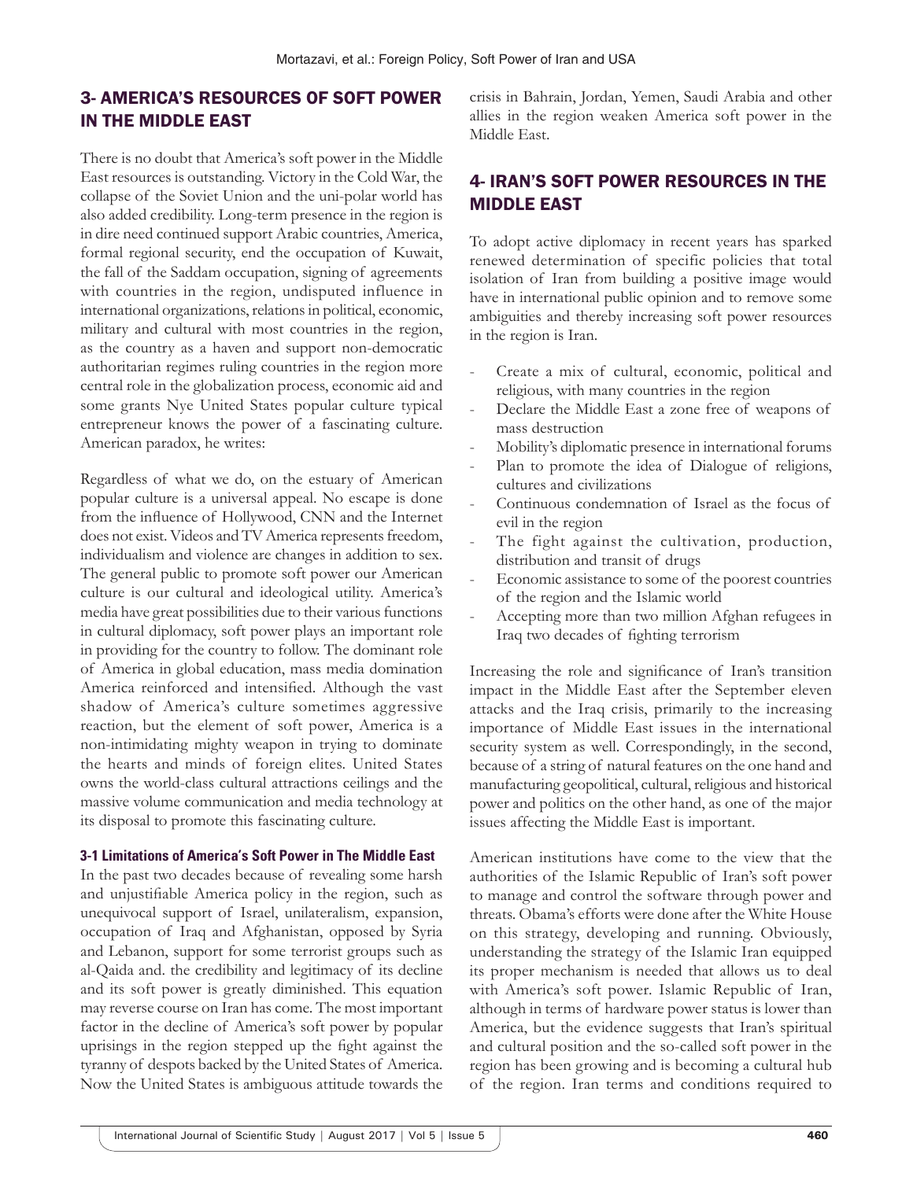## 3- AMERICA'S RESOURCES OF SOFT POWER IN THE MIDDLE EAST

There is no doubt that America's soft power in the Middle East resources is outstanding. Victory in the Cold War, the collapse of the Soviet Union and the uni-polar world has also added credibility. Long-term presence in the region is in dire need continued support Arabic countries, America, formal regional security, end the occupation of Kuwait, the fall of the Saddam occupation, signing of agreements with countries in the region, undisputed influence in international organizations, relations in political, economic, military and cultural with most countries in the region, as the country as a haven and support non-democratic authoritarian regimes ruling countries in the region more central role in the globalization process, economic aid and some grants Nye United States popular culture typical entrepreneur knows the power of a fascinating culture. American paradox, he writes:

Regardless of what we do, on the estuary of American popular culture is a universal appeal. No escape is done from the influence of Hollywood, CNN and the Internet does not exist. Videos and TV America represents freedom, individualism and violence are changes in addition to sex. The general public to promote soft power our American culture is our cultural and ideological utility. America's media have great possibilities due to their various functions in cultural diplomacy, soft power plays an important role in providing for the country to follow. The dominant role of America in global education, mass media domination America reinforced and intensified. Although the vast shadow of America's culture sometimes aggressive reaction, but the element of soft power, America is a non-intimidating mighty weapon in trying to dominate the hearts and minds of foreign elites. United States owns the world-class cultural attractions ceilings and the massive volume communication and media technology at its disposal to promote this fascinating culture.

### 3-1 Limitations of America's Soft Power in The Middle East

In the past two decades because of revealing some harsh and unjustifiable America policy in the region, such as unequivocal support of Israel, unilateralism, expansion, occupation of Iraq and Afghanistan, opposed by Syria and Lebanon, support for some terrorist groups such as al-Qaida and. the credibility and legitimacy of its decline and its soft power is greatly diminished. This equation may reverse course on Iran has come. The most important factor in the decline of America's soft power by popular uprisings in the region stepped up the fight against the tyranny of despots backed by the United States of America. Now the United States is ambiguous attitude towards the crisis in Bahrain, Jordan, Yemen, Saudi Arabia and other allies in the region weaken America soft power in the Middle East.

## 4- IRAN'S SOFT POWER RESOURCES IN THE MIDDLE EAST

To adopt active diplomacy in recent years has sparked renewed determination of specific policies that total isolation of Iran from building a positive image would have in international public opinion and to remove some ambiguities and thereby increasing soft power resources in the region is Iran.

- Create a mix of cultural, economic, political and religious, with many countries in the region
- Declare the Middle East a zone free of weapons of mass destruction
- Mobility's diplomatic presence in international forums
- Plan to promote the idea of Dialogue of religions, cultures and civilizations
- Continuous condemnation of Israel as the focus of evil in the region
- The fight against the cultivation, production, distribution and transit of drugs
- Economic assistance to some of the poorest countries of the region and the Islamic world
- Accepting more than two million Afghan refugees in Iraq two decades of fighting terrorism

Increasing the role and significance of Iran's transition impact in the Middle East after the September eleven attacks and the Iraq crisis, primarily to the increasing importance of Middle East issues in the international security system as well. Correspondingly, in the second, because of a string of natural features on the one hand and manufacturing geopolitical, cultural, religious and historical power and politics on the other hand, as one of the major issues affecting the Middle East is important.

American institutions have come to the view that the authorities of the Islamic Republic of Iran's soft power to manage and control the software through power and threats. Obama's efforts were done after the White House on this strategy, developing and running. Obviously, understanding the strategy of the Islamic Iran equipped its proper mechanism is needed that allows us to deal with America's soft power. Islamic Republic of Iran, although in terms of hardware power status is lower than America, but the evidence suggests that Iran's spiritual and cultural position and the so-called soft power in the region has been growing and is becoming a cultural hub of the region. Iran terms and conditions required to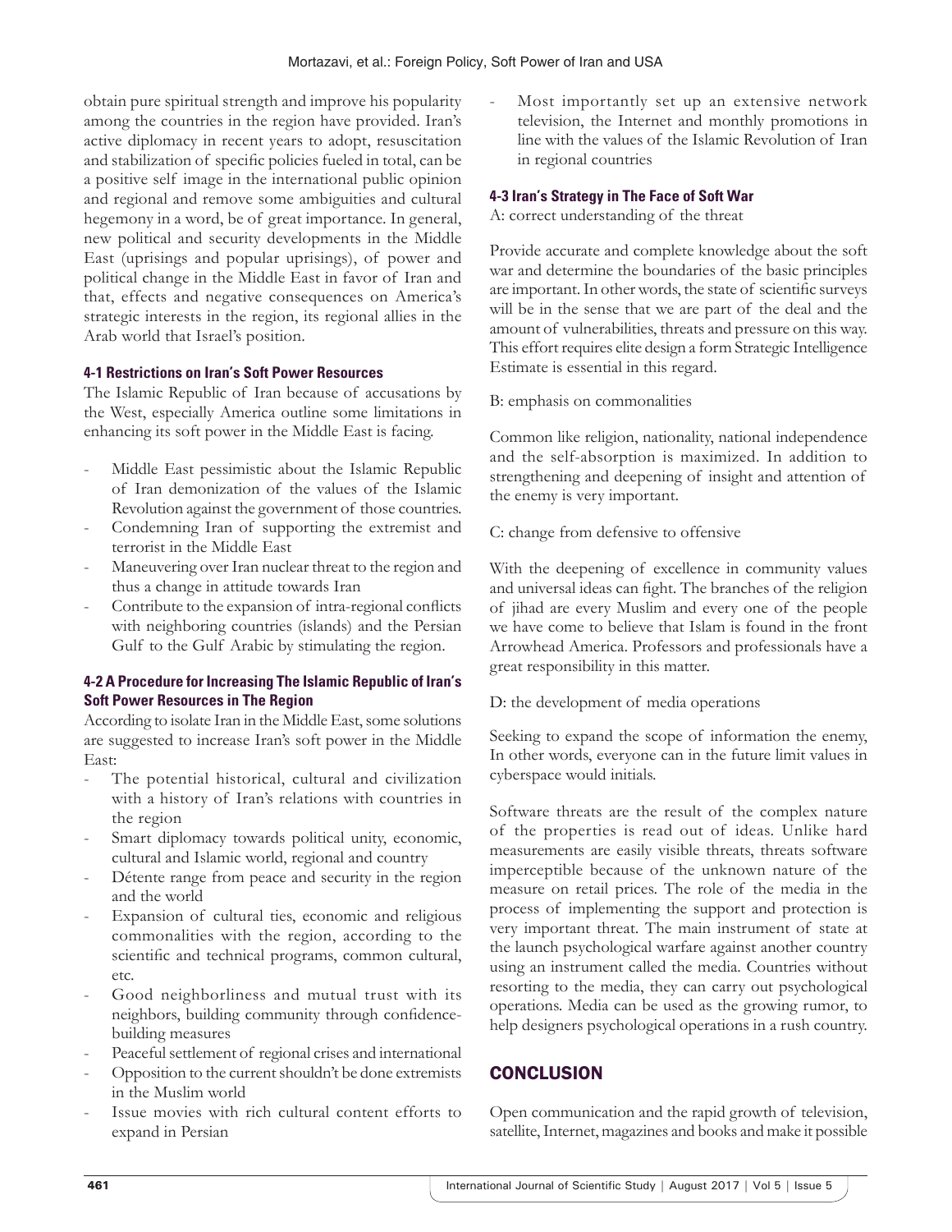obtain pure spiritual strength and improve his popularity among the countries in the region have provided. Iran's active diplomacy in recent years to adopt, resuscitation and stabilization of specific policies fueled in total, can be a positive self image in the international public opinion and regional and remove some ambiguities and cultural hegemony in a word, be of great importance. In general, new political and security developments in the Middle East (uprisings and popular uprisings), of power and political change in the Middle East in favor of Iran and that, effects and negative consequences on America's strategic interests in the region, its regional allies in the Arab world that Israel's position.

#### 4-1 Restrictions on Iran's Soft Power Resources

The Islamic Republic of Iran because of accusations by the West, especially America outline some limitations in enhancing its soft power in the Middle East is facing.

- Middle East pessimistic about the Islamic Republic of Iran demonization of the values of the Islamic Revolution against the government of those countries.
- Condemning Iran of supporting the extremist and terrorist in the Middle East
- Maneuvering over Iran nuclear threat to the region and thus a change in attitude towards Iran
- Contribute to the expansion of intra-regional conflicts with neighboring countries (islands) and the Persian Gulf to the Gulf Arabic by stimulating the region.

#### 4-2 A Procedure for Increasing The Islamic Republic of Iran's Soft Power Resources in The Region

According to isolate Iran in the Middle East, some solutions are suggested to increase Iran's soft power in the Middle East:

- The potential historical, cultural and civilization with a history of Iran's relations with countries in the region
- Smart diplomacy towards political unity, economic, cultural and Islamic world, regional and country
- Détente range from peace and security in the region and the world
- Expansion of cultural ties, economic and religious commonalities with the region, according to the scientific and technical programs, common cultural, etc.
- Good neighborliness and mutual trust with its neighbors, building community through confidence-building measures
- Peaceful settlement of regional crises and international
- Opposition to the current shouldn't be done extremists in the Muslim world
- Issue movies with rich cultural content efforts to expand in Persian
- Most importantly set up an extensive network television, the Internet and monthly promotions in line with the values of the Islamic Revolution of Iran in regional countries

#### 4-3 Iran's Strategy in The Face of Soft War

A: correct understanding of the threat

Provide accurate and complete knowledge about the soft war and determine the boundaries of the basic principles are important. In other words, the state of scientific surveys will be in the sense that we are part of the deal and the amount of vulnerabilities, threats and pressure on this way. This effort requires elite design a form Strategic Intelligence Estimate is essential in this regard.

B: emphasis on commonalities

Common like religion, nationality, national independence and the self-absorption is maximized. In addition to strengthening and deepening of insight and attention of the enemy is very important.

C: change from defensive to offensive

With the deepening of excellence in community values and universal ideas can fight. The branches of the religion of jihad are every Muslim and every one of the people we have come to believe that Islam is found in the front Arrowhead America. Professors and professionals have a great responsibility in this matter.

D: the development of media operations

Seeking to expand the scope of information the enemy, In other words, everyone can in the future limit values in cyberspace would initials.

Software threats are the result of the complex nature of the properties is read out of ideas. Unlike hard measurements are easily visible threats, threats software imperceptible because of the unknown nature of the measure on retail prices. The role of the media in the process of implementing the support and protection is very important threat. The main instrument of state at the launch psychological warfare against another country using an instrument called the media. Countries without resorting to the media, they can carry out psychological operations. Media can be used as the growing rumor, to help designers psychological operations in a rush country.

## CONCLUSION

Open communication and the rapid growth of television, satellite, Internet, magazines and books and make it possible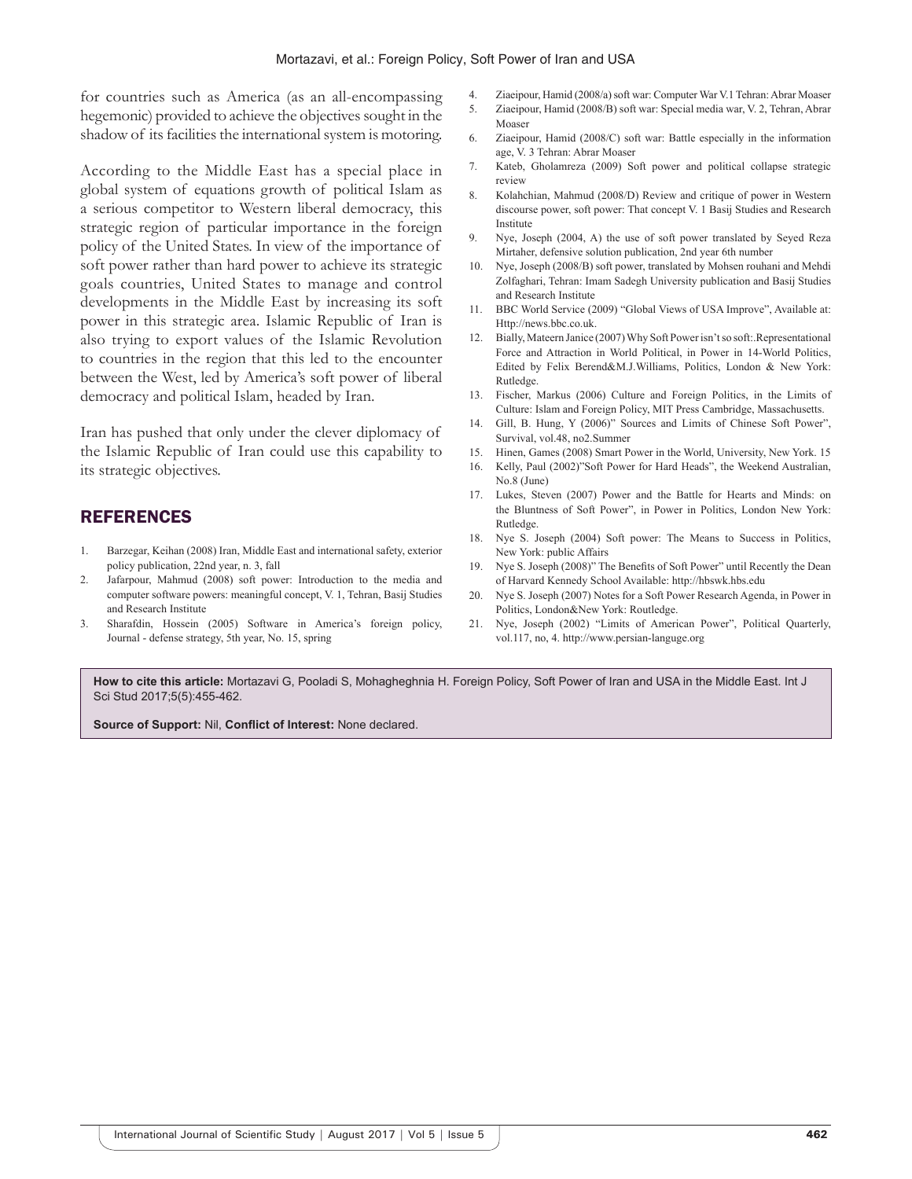for countries such as America (as an all-encompassing hegemonic) provided to achieve the objectives sought in the shadow of its facilities the international system is motoring.

According to the Middle East has a special place in global system of equations growth of political Islam as a serious competitor to Western liberal democracy, this strategic region of particular importance in the foreign policy of the United States. In view of the importance of soft power rather than hard power to achieve its strategic goals countries, United States to manage and control developments in the Middle East by increasing its soft power in this strategic area. Islamic Republic of Iran is also trying to export values of the Islamic Revolution to countries in the region that this led to the encounter between the West, led by America's soft power of liberal democracy and political Islam, headed by Iran.

Iran has pushed that only under the clever diplomacy of the Islamic Republic of Iran could use this capability to its strategic objectives.

## REFERENCES

1. Barzegar, Keihan (2008) Iran, Middle East and international safety, exterior policy publication, 22nd year, n. 3, fall
2. Jafarpour, Mahmud (2008) soft power: Introduction to the media and computer software powers: meaningful concept, V. 1, Tehran, Basij Studies and Research Institute
3. Sharafdin, Hossein (2005) Software in America's foreign policy, Journal - defense strategy, 5th year, No. 15, spring
4. Ziaeipour, Hamid (2008/a) soft war: Computer War V.1 Tehran: Abrar Moaser
5. Ziaeipour, Hamid (2008/B) soft war: Special media war, V. 2, Tehran, Abrar Moaser
6. Ziaeipour, Hamid (2008/C) soft war: Battle especially in the information age, V. 3 Tehran: Abrar Moaser
7. Kateb, Gholamreza (2009) Soft power and political collapse strategic review
8. Kolahchian, Mahmud (2008/D) Review and critique of power in Western discourse power, soft power: That concept V. 1 Basij Studies and Research Institute
9. Nye, Joseph (2004, A) the use of soft power translated by Seyed Reza Mirtaher, defensive solution publication, 2nd year 6th number
10. Nye, Joseph (2008/B) soft power, translated by Mohsen rouhani and Mehdi Zolfaghari, Tehran: Imam Sadegh University publication and Basij Studies and Research Institute
11. BBC World Service (2009) "Global Views of USA Improve", Available at: Http://news.bbc.co.uk.
12. Bially, Mateern Janice (2007) Why Soft Power isn't so soft:.Representational Force and Attraction in World Political, in Power in 14-World Politics, Edited by Felix Berend&M.J.Williams, Politics, London & New York: Rutledge.
13. Fischer, Markus (2006) Culture and Foreign Politics, in the Limits of Culture: Islam and Foreign Policy, MIT Press Cambridge, Massachusetts.
14. Gill, B. Hung, Y (2006)" Sources and Limits of Chinese Soft Power", Survival, vol.48, no2.Summer
15. Hinen, Games (2008) Smart Power in the World, University, New York. 15
16. Kelly, Paul (2002)"Soft Power for Hard Heads", the Weekend Australian, No.8 (June)
17. Lukes, Steven (2007) Power and the Battle for Hearts and Minds: on the Bluntness of Soft Power", in Power in Politics, London New York: Rutledge.
18. Nye S. Joseph (2004) Soft power: The Means to Success in Politics, New York: public Affairs
19. Nye S. Joseph (2008)" The Benefits of Soft Power" until Recently the Dean of Harvard Kennedy School Available: http://hbswk.hbs.edu
20. Nye S. Joseph (2007) Notes for a Soft Power Research Agenda, in Power in Politics, London&New York: Routledge.
21. Nye, Joseph (2002) "Limits of American Power", Political Quarterly, vol.117, no, 4. http://www.persian-languge.org

**How to cite this article:** Mortazavi G, Pooladi S, Mohagheghnia H. Foreign Policy, Soft Power of Iran and USA in the Middle East. Int J Sci Stud 2017;5(5):455-462.

**Source of Support:** Nil, **Conflict of Interest:** None declared.